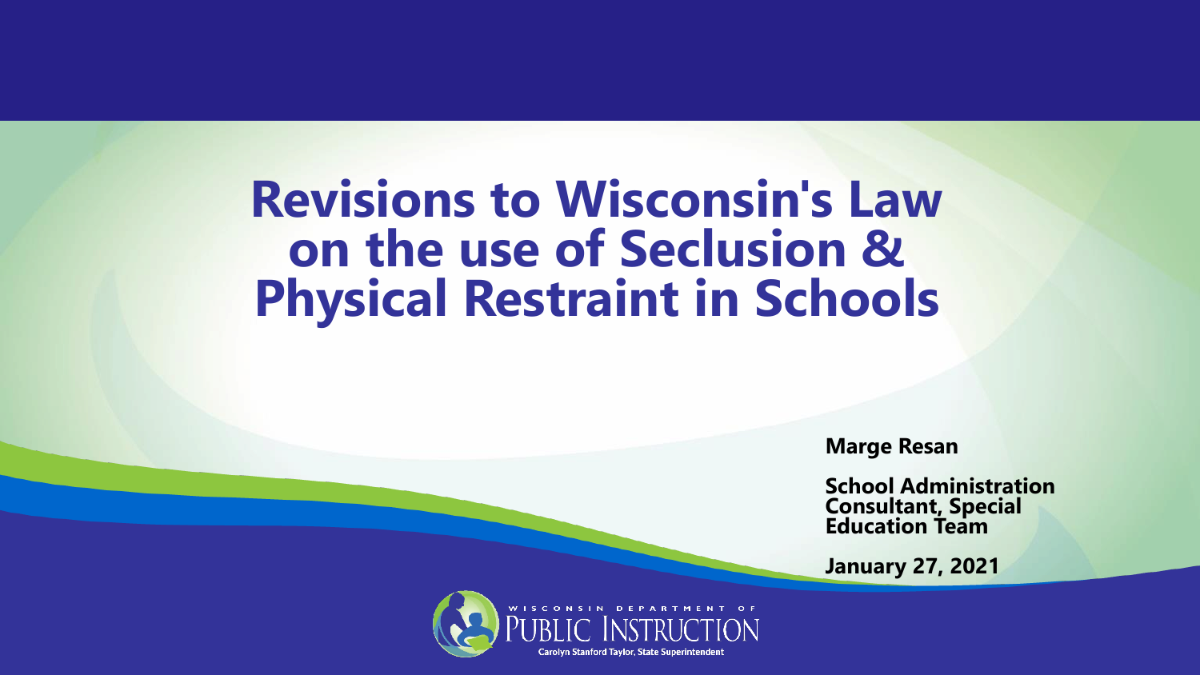# Revisions to Wisconsin's Law on the use of Seclusion & Physical Restraint in Schools

**Marge Resan**

**School Administration Consultant, Special Education Team**

**January 27, 2021**

WISCONSIN DEPARTMENT OF PUBLIC INSTRUCTION

Carolyn Stanford Taylor, State Superintendent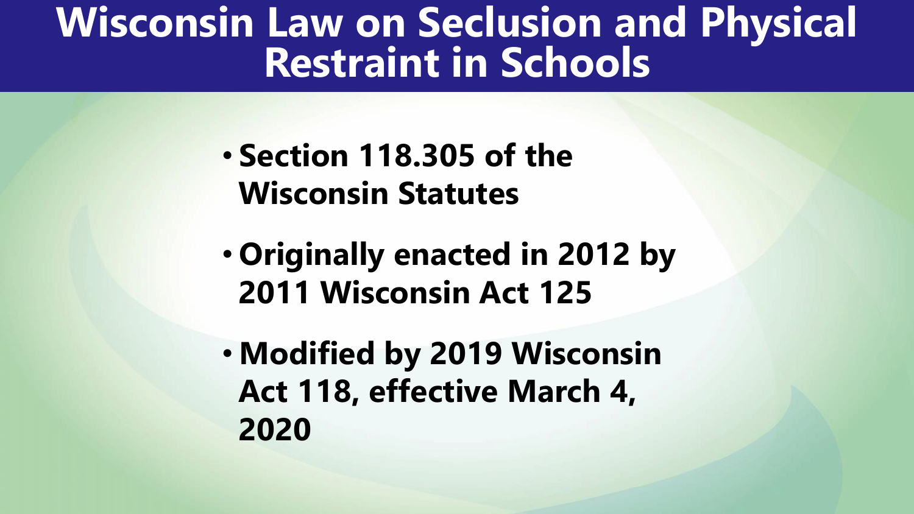# Wisconsin Law on Seclusion and Physical Restraint in Schools

- **Section 118.305 of the Wisconsin Statutes**
- **Originally enacted in 2012 by 2011 Wisconsin Act 125**
- **Modified by 2019 Wisconsin Act 118, effective March 4, 2020**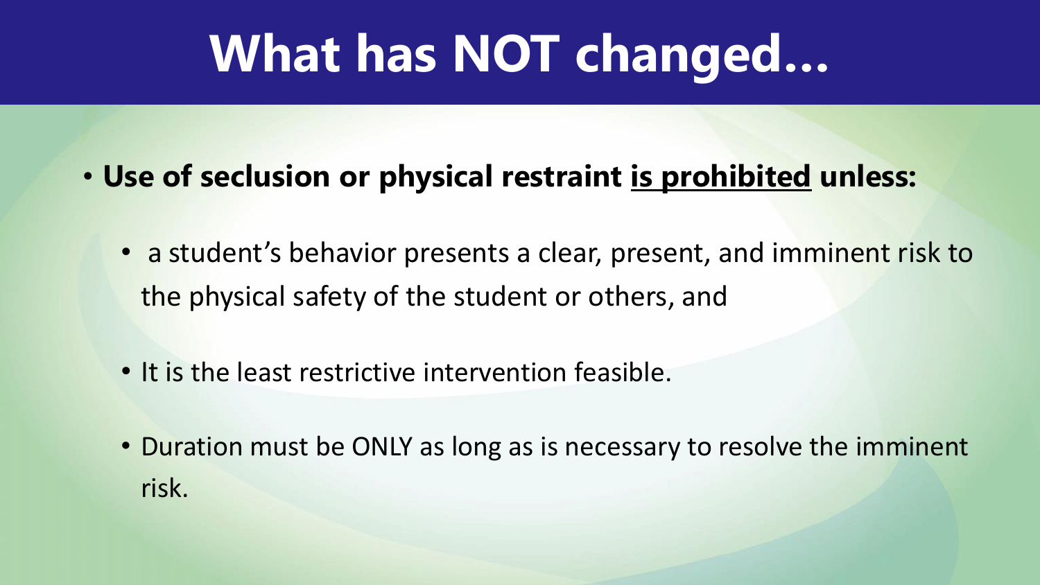# What has NOT changed…

- **Use of seclusion or physical restraint <u>is prohibited</u> unless:**
  - a student's behavior presents a clear, present, and imminent risk to the physical safety of the student or others, and
  - It is the least restrictive intervention feasible.
  - Duration must be ONLY as long as is necessary to resolve the imminent risk.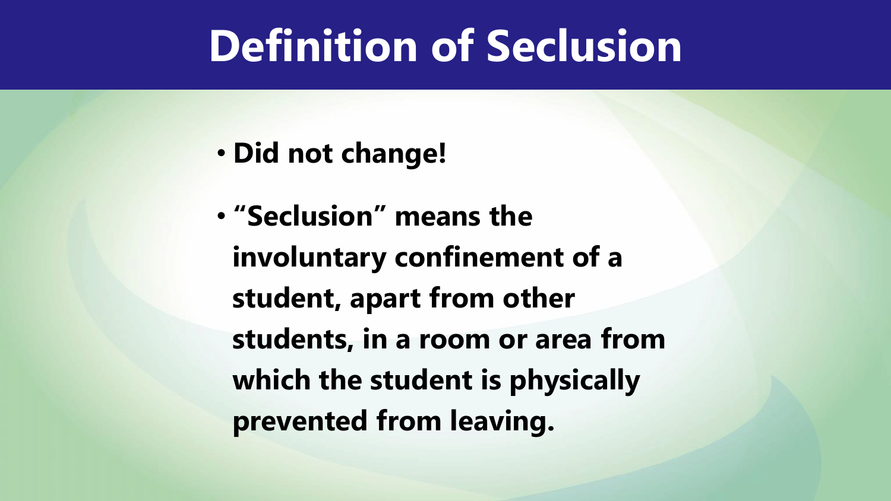# Definition of Seclusion

- **Did not change!**
- **"Seclusion" means the involuntary confinement of a student, apart from other students, in a room or area from which the student is physically prevented from leaving.**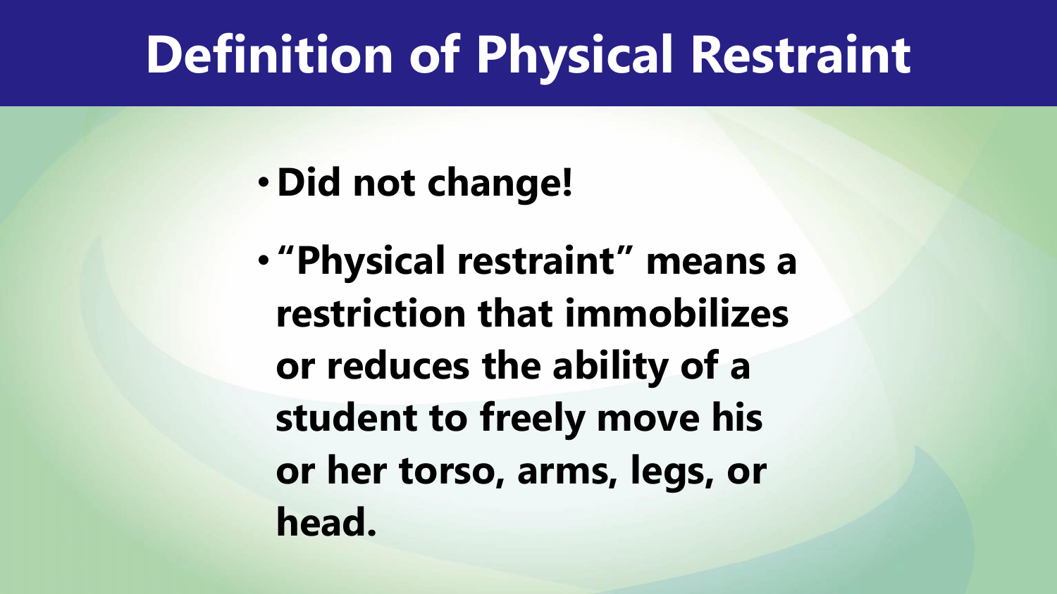# Definition of Physical Restraint

- **Did not change!**
- **"Physical restraint" means a restriction that immobilizes or reduces the ability of a student to freely move his or her torso, arms, legs, or head.**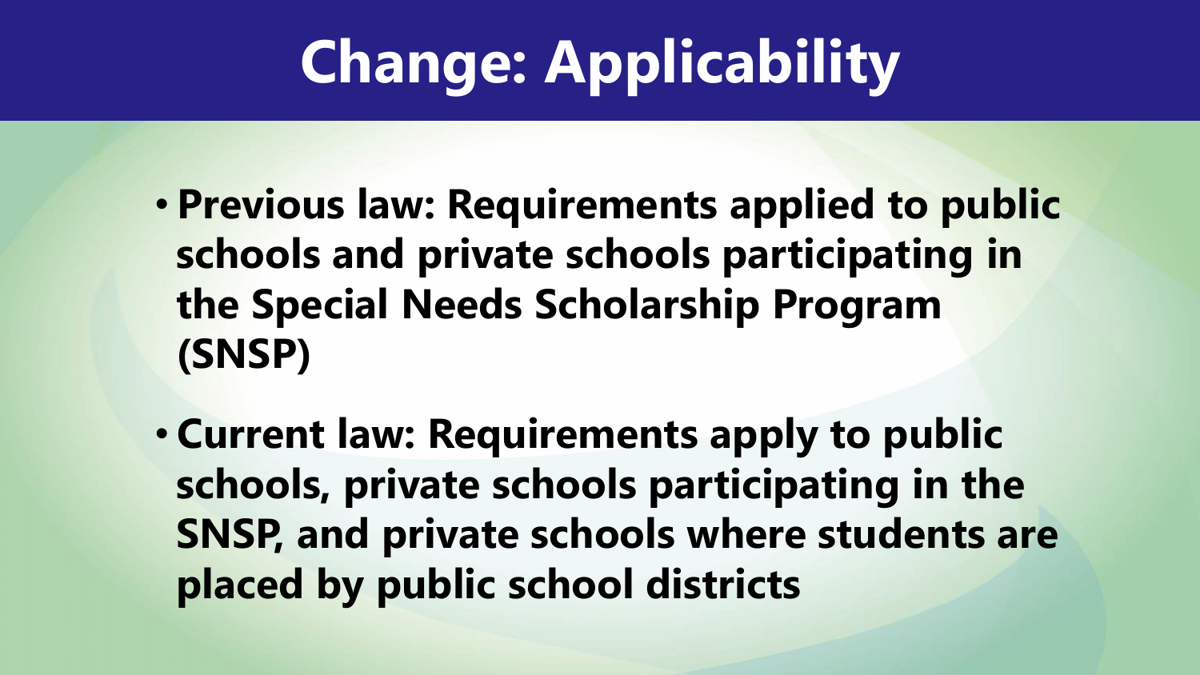# Change: Applicability

- **Previous law: Requirements applied to public schools and private schools participating in the Special Needs Scholarship Program (SNSP)**
- **Current law: Requirements apply to public schools, private schools participating in the SNSP, and private schools where students are placed by public school districts**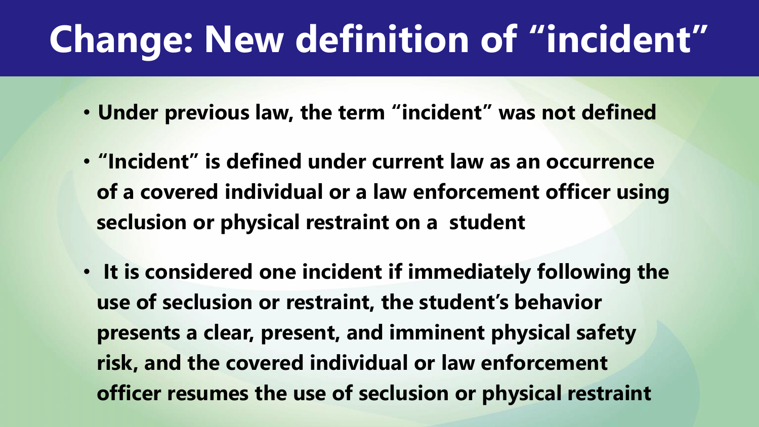# Change: New definition of "incident"

- **Under previous law, the term "incident" was not defined**
- **"Incident" is defined under current law as an occurrence of a covered individual or a law enforcement officer using seclusion or physical restraint on a student**
- **It is considered one incident if immediately following the use of seclusion or restraint, the student's behavior presents a clear, present, and imminent physical safety risk, and the covered individual or law enforcement officer resumes the use of seclusion or physical restraint**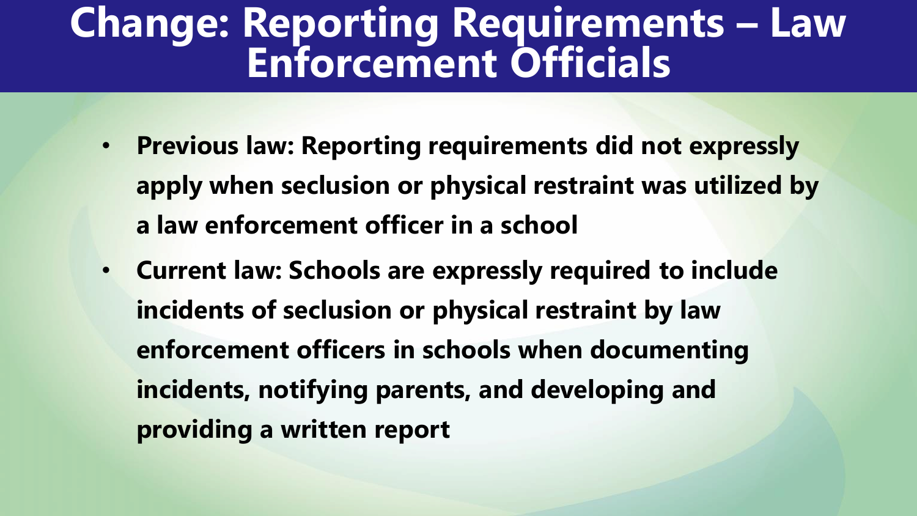# Change: Reporting Requirements – Law Enforcement Officials

- **Previous law: Reporting requirements did not expressly apply when seclusion or physical restraint was utilized by a law enforcement officer in a school**
- **Current law: Schools are expressly required to include incidents of seclusion or physical restraint by law enforcement officers in schools when documenting incidents, notifying parents, and developing and providing a written report**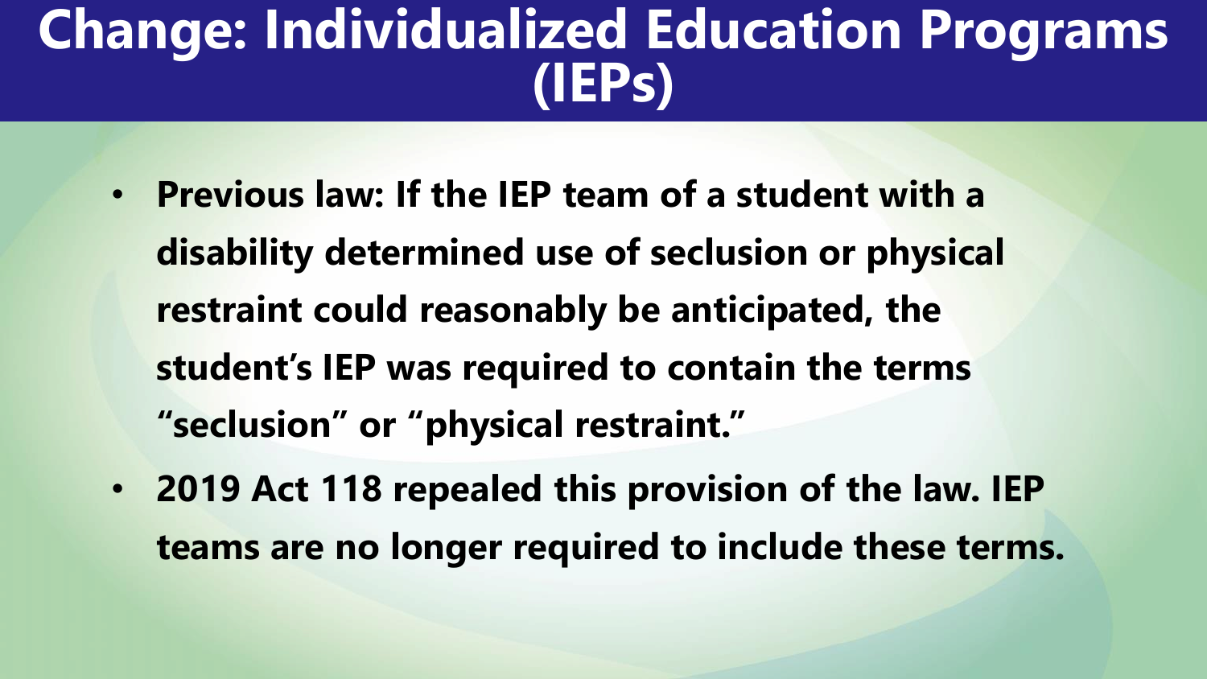# Change: Individualized Education Programs (IEPs)

- **Previous law: If the IEP team of a student with a disability determined use of seclusion or physical restraint could reasonably be anticipated, the student's IEP was required to contain the terms "seclusion" or "physical restraint."**
- **2019 Act 118 repealed this provision of the law. IEP teams are no longer required to include these terms.**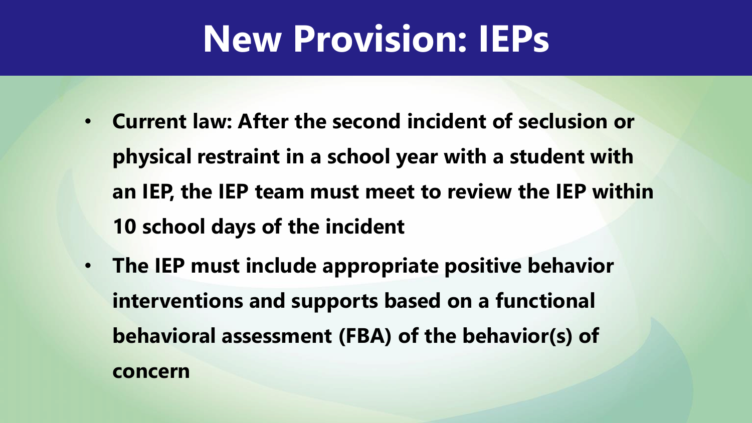# New Provision: IEPs

- **Current law: After the second incident of seclusion or physical restraint in a school year with a student with an IEP, the IEP team must meet to review the IEP within 10 school days of the incident**
- **The IEP must include appropriate positive behavior interventions and supports based on a functional behavioral assessment (FBA) of the behavior(s) of concern**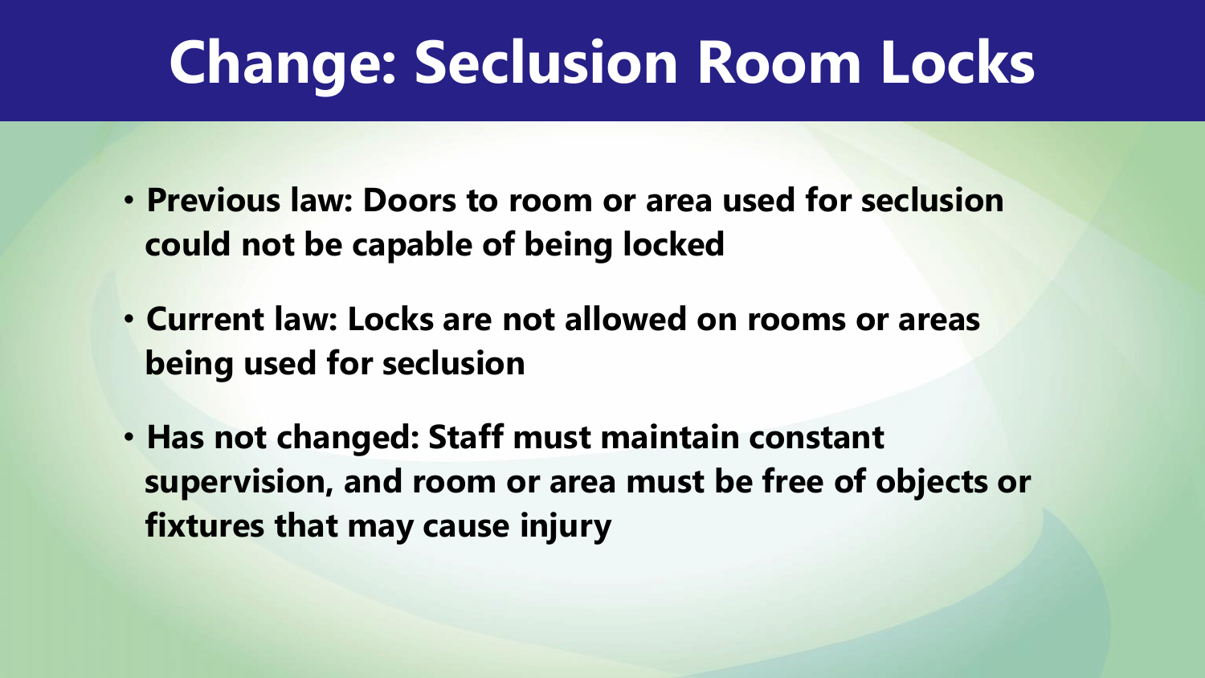# Change: Seclusion Room Locks

- **Previous law: Doors to room or area used for seclusion could not be capable of being locked**
- **Current law: Locks are not allowed on rooms or areas being used for seclusion**
- **Has not changed: Staff must maintain constant supervision, and room or area must be free of objects or fixtures that may cause injury**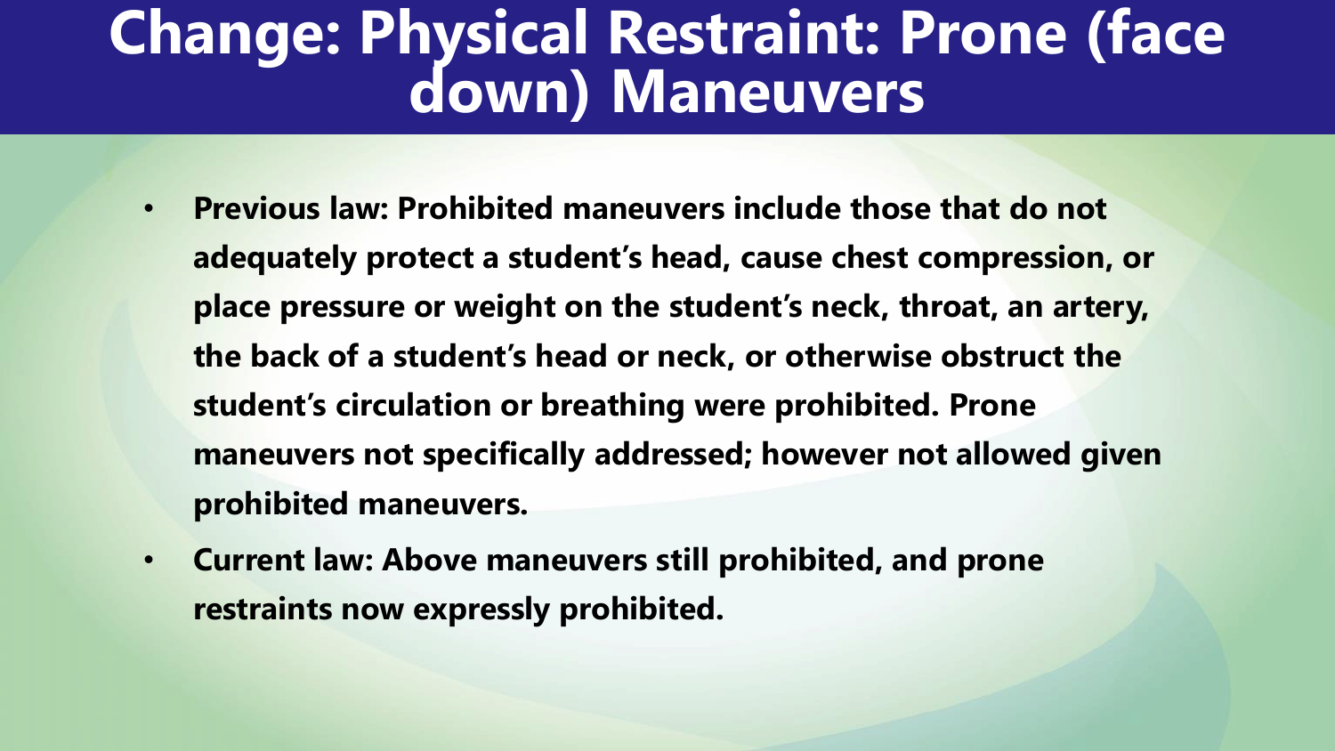# Change: Physical Restraint: Prone (face down) Maneuvers

- **Previous law: Prohibited maneuvers include those that do not adequately protect a student's head, cause chest compression, or place pressure or weight on the student's neck, throat, an artery, the back of a student's head or neck, or otherwise obstruct the student's circulation or breathing were prohibited. Prone maneuvers not specifically addressed; however not allowed given prohibited maneuvers.**
- **Current law: Above maneuvers still prohibited, and prone restraints now expressly prohibited.**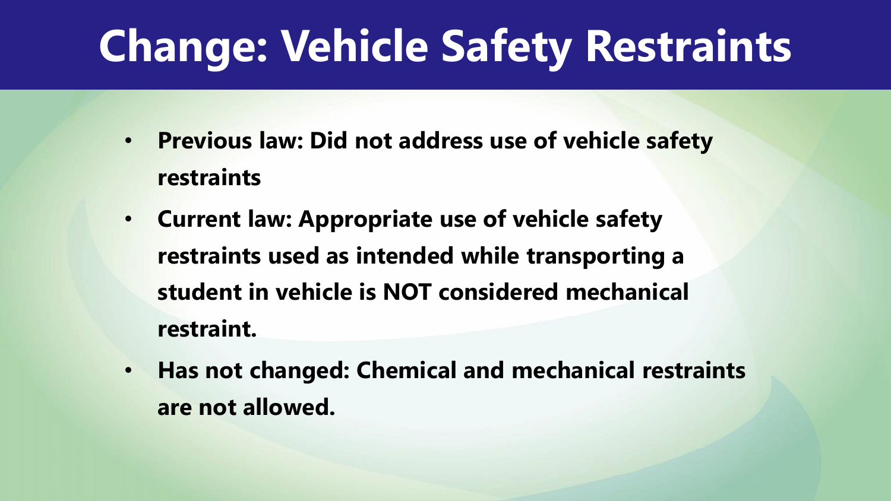# Change: Vehicle Safety Restraints

- **Previous law: Did not address use of vehicle safety restraints**
- **Current law: Appropriate use of vehicle safety restraints used as intended while transporting a student in vehicle is NOT considered mechanical restraint.**
- **Has not changed: Chemical and mechanical restraints are not allowed.**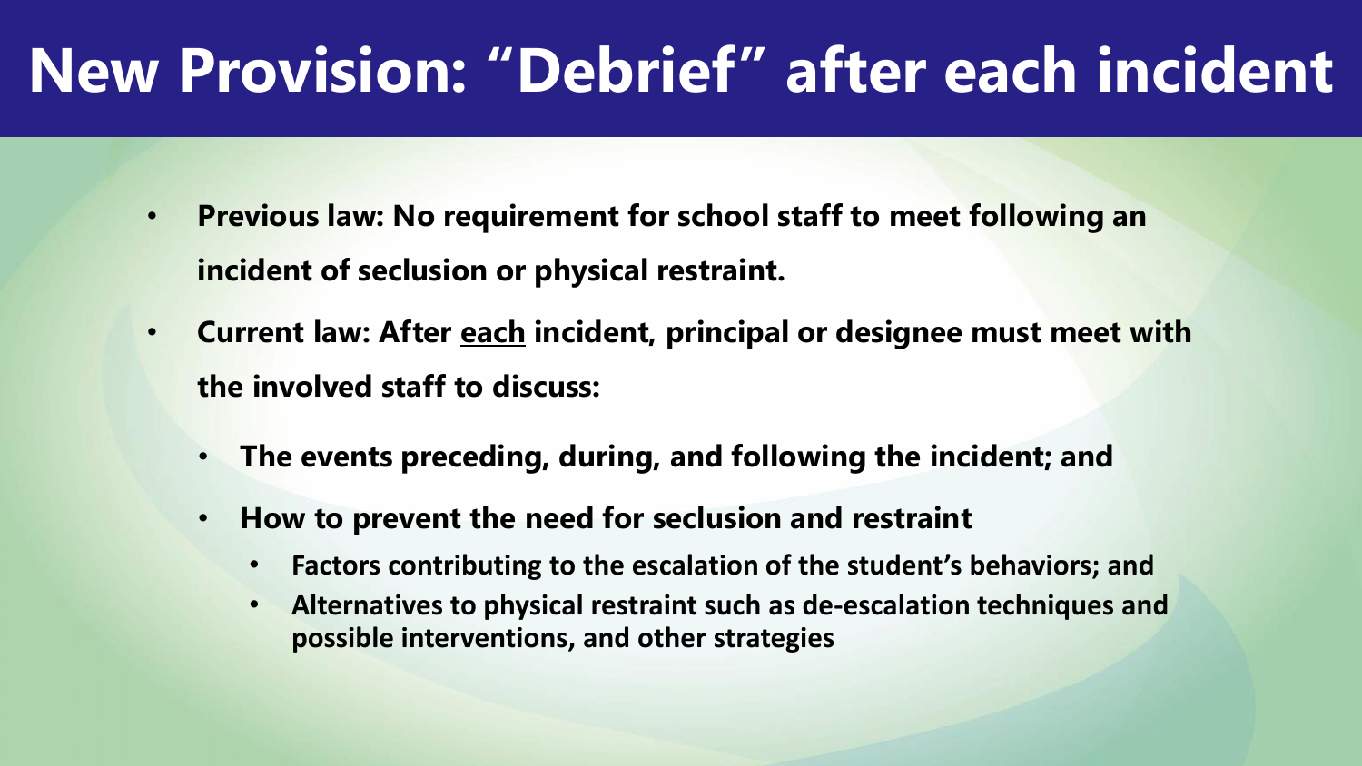# New Provision: "Debrief" after each incident

- **Previous law: No requirement for school staff to meet following an incident of seclusion or physical restraint.**
- **Current law: After <u>each</u> incident, principal or designee must meet with the involved staff to discuss:**
  - **The events preceding, during, and following the incident; and**
  - **How to prevent the need for seclusion and restraint**
    - **Factors contributing to the escalation of the student's behaviors; and**
    - **Alternatives to physical restraint such as de-escalation techniques and possible interventions, and other strategies**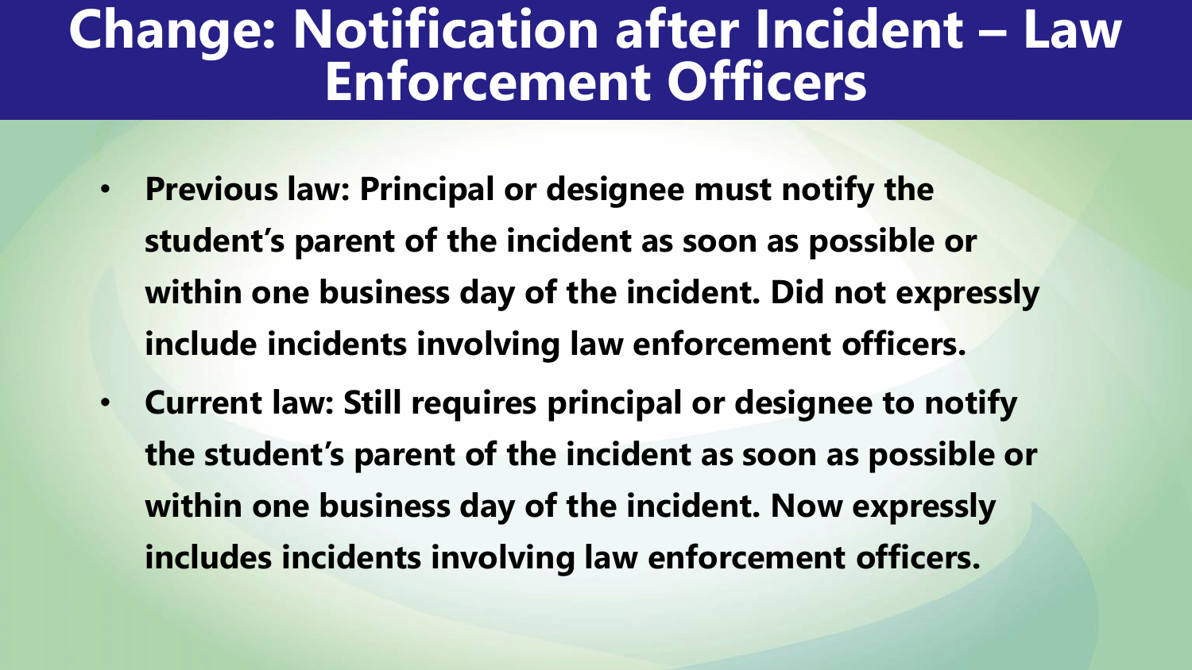# Change: Notification after Incident – Law Enforcement Officers

- **Previous law: Principal or designee must notify the student's parent of the incident as soon as possible or within one business day of the incident. Did not expressly include incidents involving law enforcement officers.**
- **Current law: Still requires principal or designee to notify the student's parent of the incident as soon as possible or within one business day of the incident. Now expressly includes incidents involving law enforcement officers.**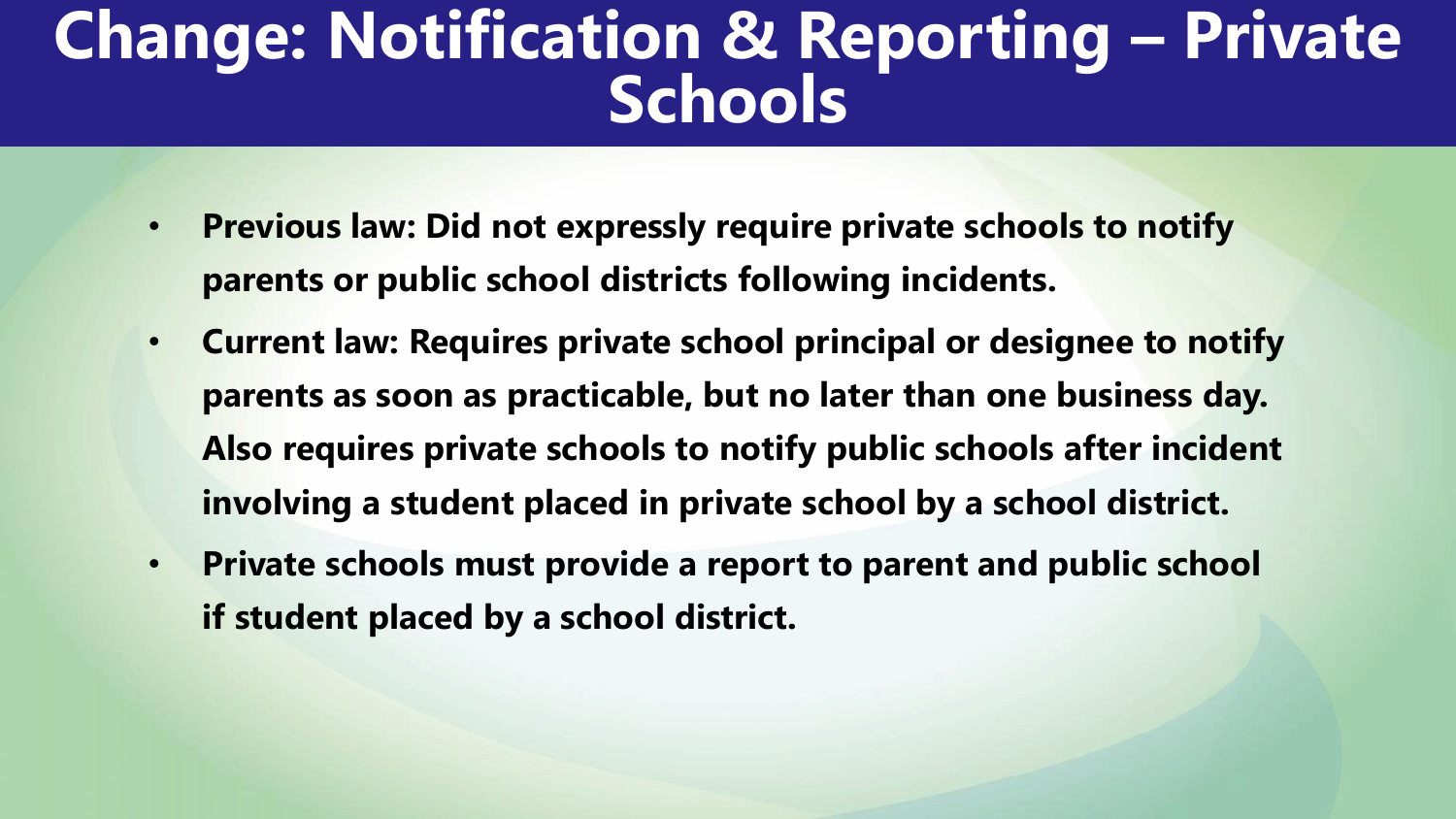# Change: Notification & Reporting – Private Schools

- **Previous law: Did not expressly require private schools to notify parents or public school districts following incidents.**
- **Current law: Requires private school principal or designee to notify parents as soon as practicable, but no later than one business day. Also requires private schools to notify public schools after incident involving a student placed in private school by a school district.**
- **Private schools must provide a report to parent and public school if student placed by a school district.**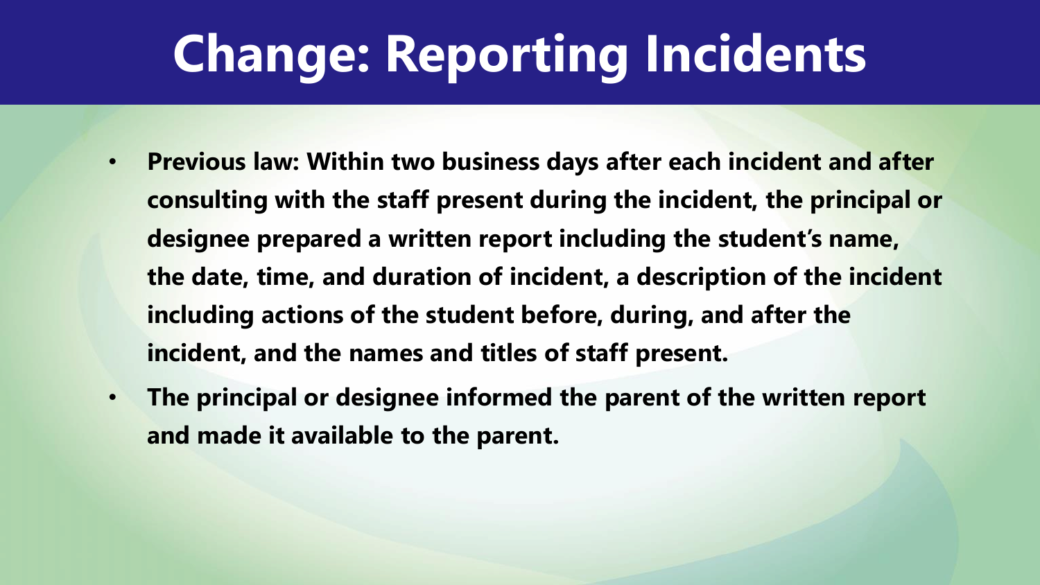# Change: Reporting Incidents

- **Previous law: Within two business days after each incident and after consulting with the staff present during the incident, the principal or designee prepared a written report including the student's name, the date, time, and duration of incident, a description of the incident including actions of the student before, during, and after the incident, and the names and titles of staff present.**
- **The principal or designee informed the parent of the written report and made it available to the parent.**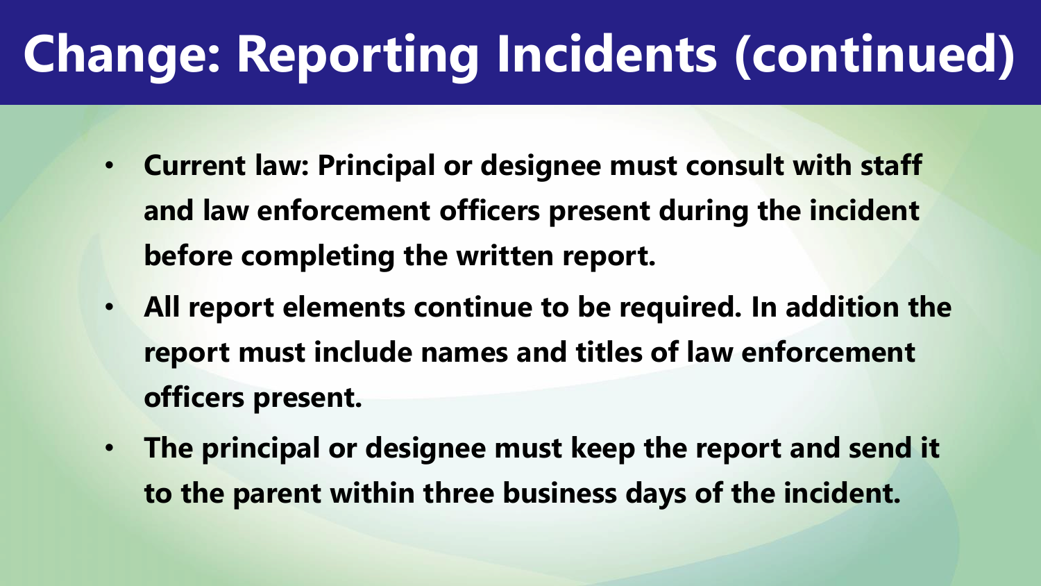# Change: Reporting Incidents (continued)

- **Current law: Principal or designee must consult with staff and law enforcement officers present during the incident before completing the written report.**
- **All report elements continue to be required. In addition the report must include names and titles of law enforcement officers present.**
- **The principal or designee must keep the report and send it to the parent within three business days of the incident.**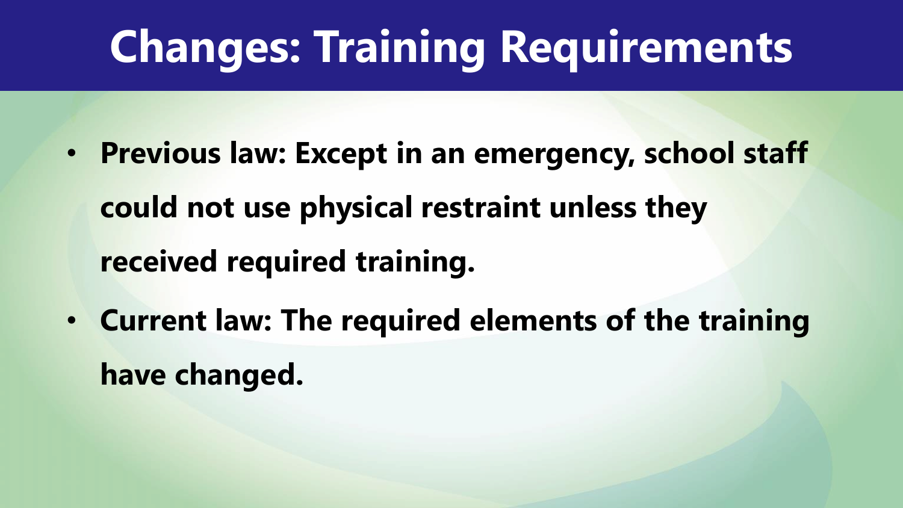# Changes: Training Requirements

- **Previous law: Except in an emergency, school staff could not use physical restraint unless they received required training.**
- **Current law: The required elements of the training have changed.**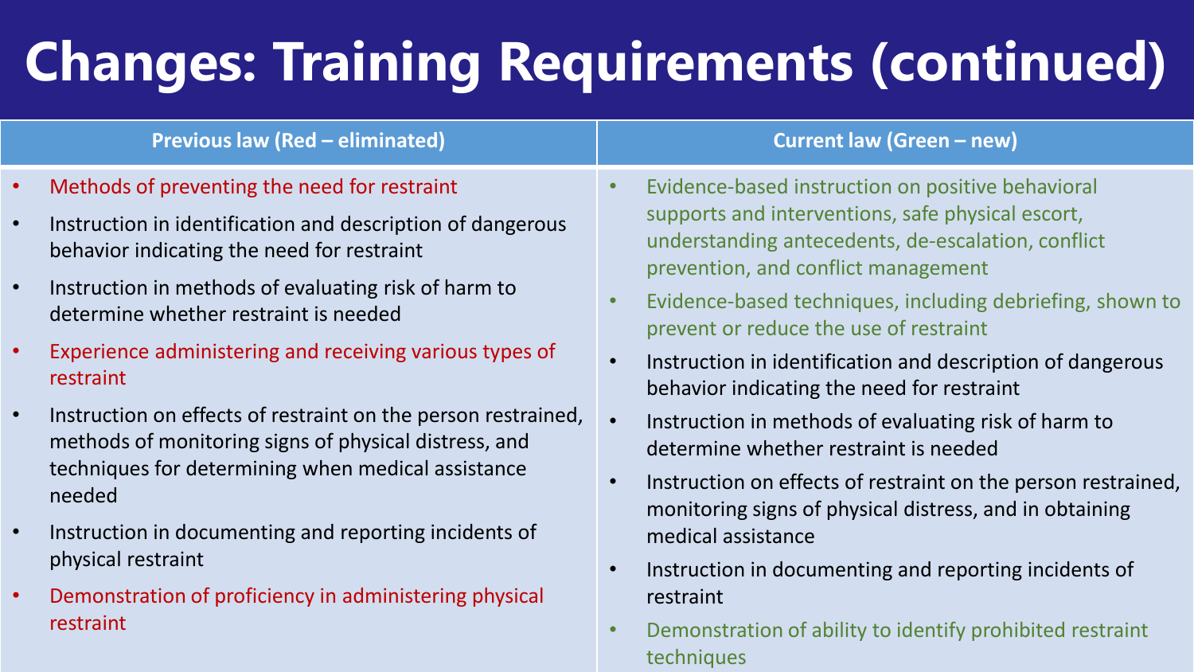# Changes: Training Requirements (continued)

| Previous law (Red – eliminated) | Current law (Green – new) |
| --- | --- |
| Methods of preventing the need for restraint | Evidence-based instruction on positive behavioral supports and interventions, safe physical escort, understanding antecedents, de-escalation, conflict prevention, and conflict management |
| Instruction in identification and description of dangerous behavior indicating the need for restraint | Evidence-based techniques, including debriefing, shown to prevent or reduce the use of restraint |
| Instruction in methods of evaluating risk of harm to determine whether restraint is needed | Instruction in identification and description of dangerous behavior indicating the need for restraint |
| Experience administering and receiving various types of restraint | Instruction in methods of evaluating risk of harm to determine whether restraint is needed |
| Instruction on effects of restraint on the person restrained, methods of monitoring signs of physical distress, and techniques for determining when medical assistance needed | Instruction on effects of restraint on the person restrained, monitoring signs of physical distress, and in obtaining medical assistance |
| Instruction in documenting and reporting incidents of physical restraint | Instruction in documenting and reporting incidents of restraint |
| Demonstration of proficiency in administering physical restraint | Demonstration of ability to identify prohibited restraint techniques |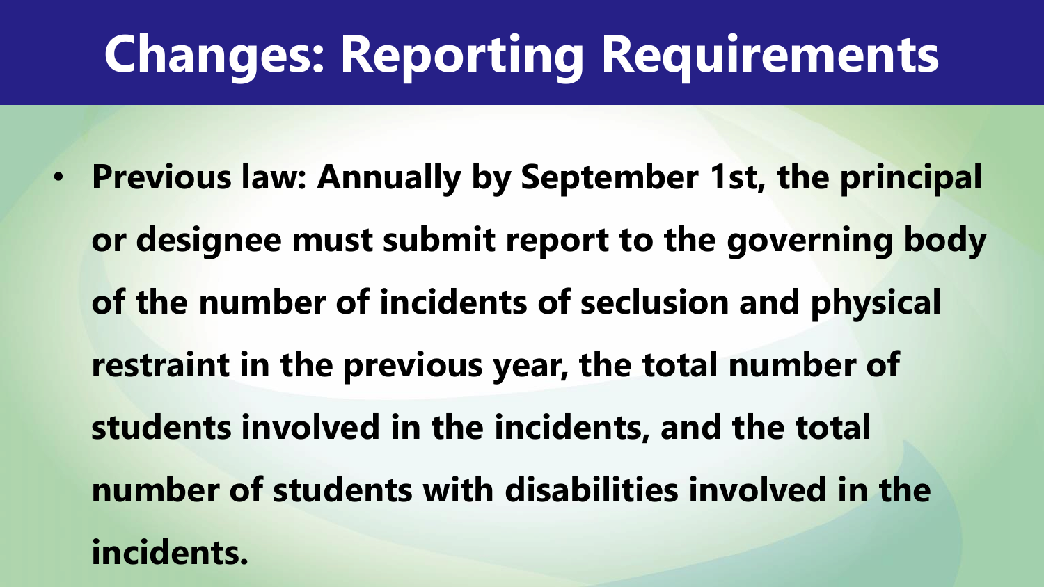# Changes: Reporting Requirements

- **Previous law: Annually by September 1st, the principal or designee must submit report to the governing body of the number of incidents of seclusion and physical restraint in the previous year, the total number of students involved in the incidents, and the total number of students with disabilities involved in the incidents.**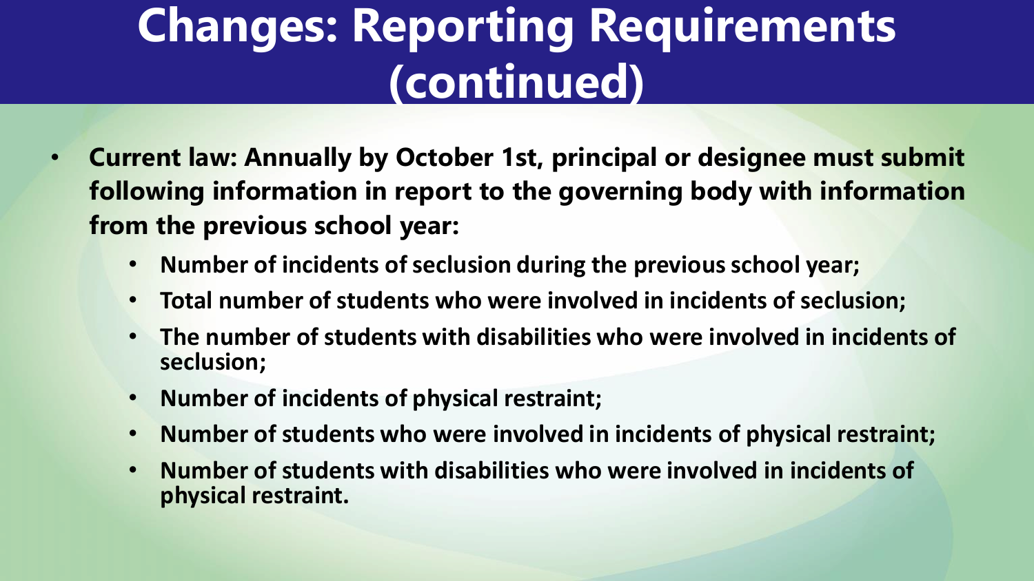# Changes: Reporting Requirements (continued)

- **Current law: Annually by October 1st, principal or designee must submit following information in report to the governing body with information from the previous school year:**
  - **Number of incidents of seclusion during the previous school year;**
  - **Total number of students who were involved in incidents of seclusion;**
  - **The number of students with disabilities who were involved in incidents of seclusion;**
  - **Number of incidents of physical restraint;**
  - **Number of students who were involved in incidents of physical restraint;**
  - **Number of students with disabilities who were involved in incidents of physical restraint.**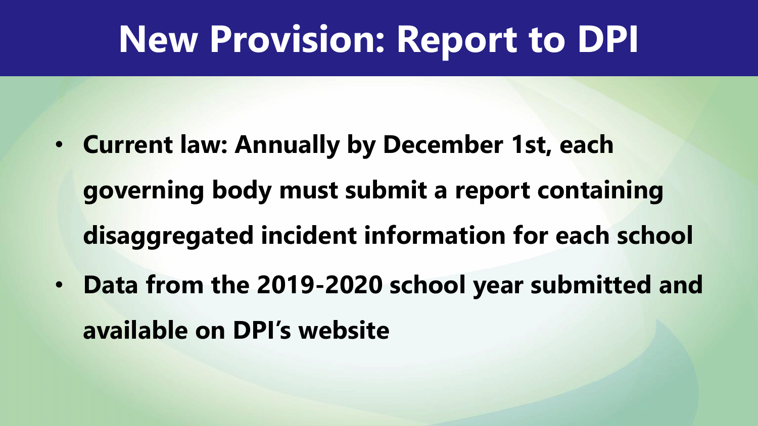# New Provision: Report to DPI

- **Current law: Annually by December 1st, each governing body must submit a report containing disaggregated incident information for each school**
- **Data from the 2019-2020 school year submitted and available on DPI's website**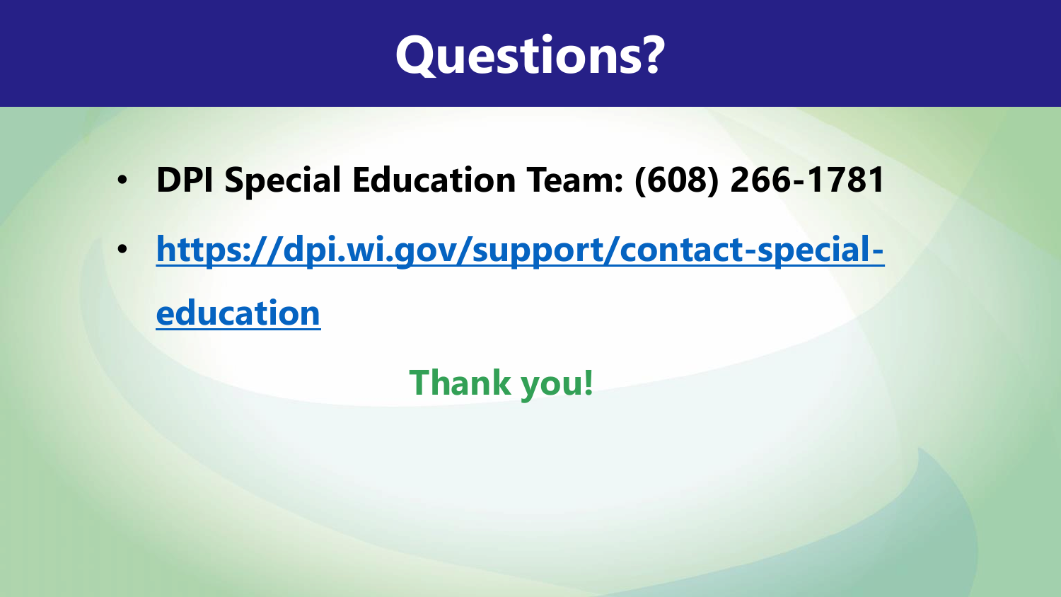# Questions?

- **DPI Special Education Team: (608) 266-1781**
- **[https://dpi.wi.gov/support/contact-special-education](https://dpi.wi.gov/support/contact-special-education)**

**Thank you!**